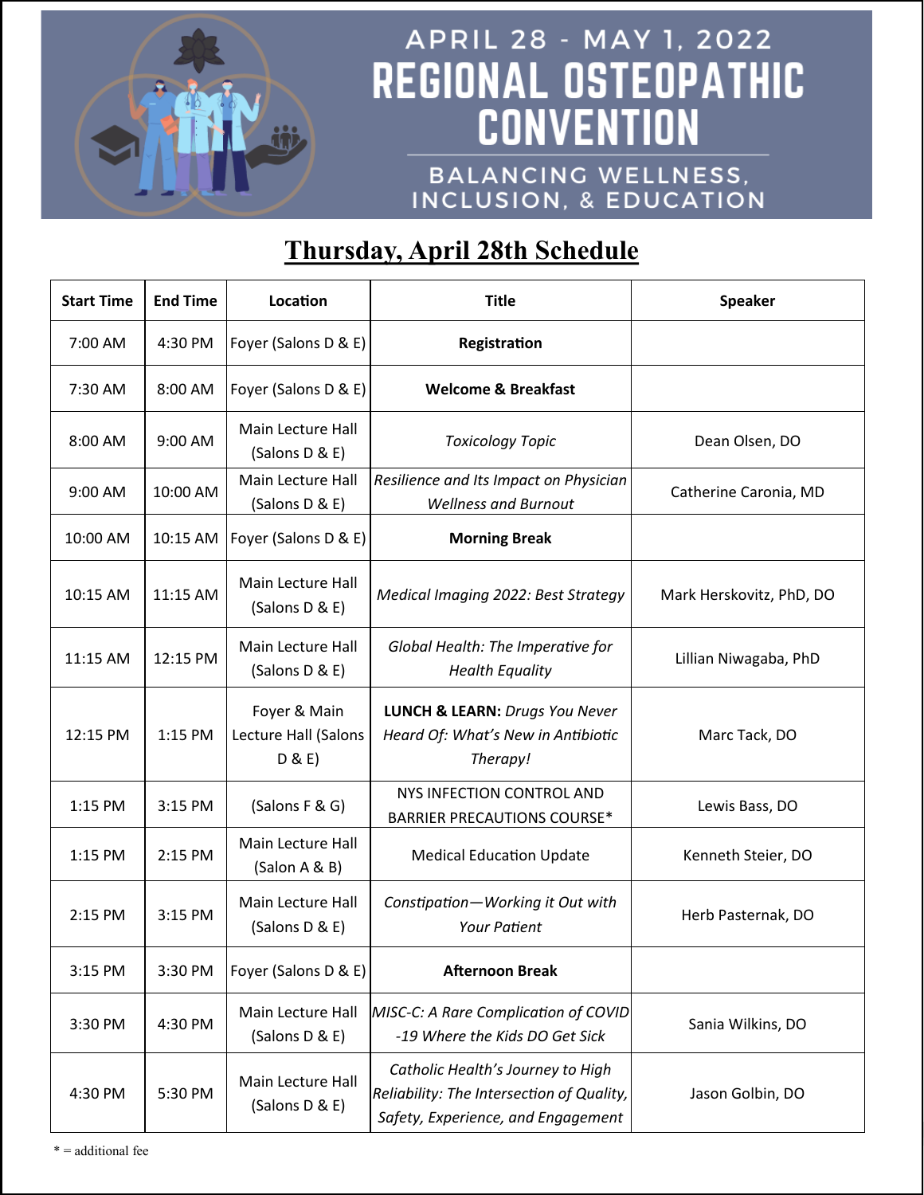# APRIL 28 - MAY 1, 2022

# REGIONAL OSTEOPATHIC CONVENTION

## BALANCING WELLNESS, INCLUSION, & EDUCATION

## Thursday, April 28th Schedule

| Start Time | End Time | Location | Title | Speaker |
|---|---|---|---|---|
| 7:00 AM | 4:30 PM | Foyer (Salons D & E) | **Registration** | |
| 7:30 AM | 8:00 AM | Foyer (Salons D & E) | **Welcome & Breakfast** | |
| 8:00 AM | 9:00 AM | Main Lecture Hall (Salons D & E) | *Toxicology Topic* | Dean Olsen, DO |
| 9:00 AM | 10:00 AM | Main Lecture Hall (Salons D & E) | *Resilience and Its Impact on Physician Wellness and Burnout* | Catherine Caronia, MD |
| 10:00 AM | 10:15 AM | Foyer (Salons D & E) | **Morning Break** | |
| 10:15 AM | 11:15 AM | Main Lecture Hall (Salons D & E) | *Medical Imaging 2022: Best Strategy* | Mark Herskovitz, PhD, DO |
| 11:15 AM | 12:15 PM | Main Lecture Hall (Salons D & E) | *Global Health: The Imperative for Health Equality* | Lillian Niwagaba, PhD |
| 12:15 PM | 1:15 PM | Foyer & Main Lecture Hall (Salons D & E) | **LUNCH & LEARN:** *Drugs You Never Heard Of: What's New in Antibiotic Therapy!* | Marc Tack, DO |
| 1:15 PM | 3:15 PM | (Salons F & G) | NYS INFECTION CONTROL AND BARRIER PRECAUTIONS COURSE* | Lewis Bass, DO |
| 1:15 PM | 2:15 PM | Main Lecture Hall (Salon A & B) | Medical Education Update | Kenneth Steier, DO |
| 2:15 PM | 3:15 PM | Main Lecture Hall (Salons D & E) | *Constipation—Working it Out with Your Patient* | Herb Pasternak, DO |
| 3:15 PM | 3:30 PM | Foyer (Salons D & E) | **Afternoon Break** | |
| 3:30 PM | 4:30 PM | Main Lecture Hall (Salons D & E) | *MISC-C: A Rare Complication of COVID-19 Where the Kids DO Get Sick* | Sania Wilkins, DO |
| 4:30 PM | 5:30 PM | Main Lecture Hall (Salons D & E) | *Catholic Health's Journey to High Reliability: The Intersection of Quality, Safety, Experience, and Engagement* | Jason Golbin, DO |

* = additional fee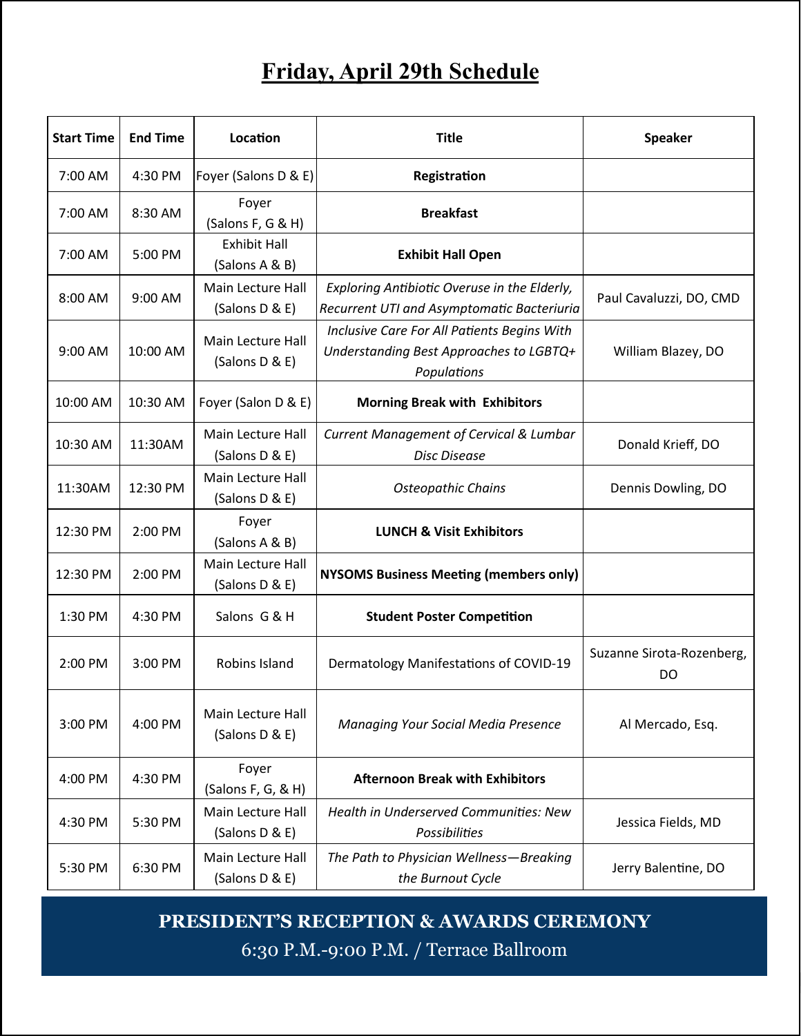# Friday, April 29th Schedule

| Start Time | End Time | Location | Title | Speaker |
|---|---|---|---|---|
| 7:00 AM | 4:30 PM | Foyer (Salons D & E) | **Registration** | |
| 7:00 AM | 8:30 AM | Foyer (Salons F, G & H) | **Breakfast** | |
| 7:00 AM | 5:00 PM | Exhibit Hall (Salons A & B) | **Exhibit Hall Open** | |
| 8:00 AM | 9:00 AM | Main Lecture Hall (Salons D & E) | *Exploring Antibiotic Overuse in the Elderly, Recurrent UTI and Asymptomatic Bacteriuria* | Paul Cavaluzzi, DO, CMD |
| 9:00 AM | 10:00 AM | Main Lecture Hall (Salons D & E) | *Inclusive Care For All Patients Begins With Understanding Best Approaches to LGBTQ+ Populations* | William Blazey, DO |
| 10:00 AM | 10:30 AM | Foyer (Salon D & E) | **Morning Break with Exhibitors** | |
| 10:30 AM | 11:30AM | Main Lecture Hall (Salons D & E) | *Current Management of Cervical & Lumbar Disc Disease* | Donald Krieff, DO |
| 11:30AM | 12:30 PM | Main Lecture Hall (Salons D & E) | *Osteopathic Chains* | Dennis Dowling, DO |
| 12:30 PM | 2:00 PM | Foyer (Salons A & B) | **LUNCH & Visit Exhibitors** | |
| 12:30 PM | 2:00 PM | Main Lecture Hall (Salons D & E) | **NYSOMS Business Meeting (members only)** | |
| 1:30 PM | 4:30 PM | Salons G & H | **Student Poster Competition** | |
| 2:00 PM | 3:00 PM | Robins Island | Dermatology Manifestations of COVID-19 | Suzanne Sirota-Rozenberg, DO |
| 3:00 PM | 4:00 PM | Main Lecture Hall (Salons D & E) | *Managing Your Social Media Presence* | Al Mercado, Esq. |
| 4:00 PM | 4:30 PM | Foyer (Salons F, G, & H) | **Afternoon Break with Exhibitors** | |
| 4:30 PM | 5:30 PM | Main Lecture Hall (Salons D & E) | *Health in Underserved Communities: New Possibilities* | Jessica Fields, MD |
| 5:30 PM | 6:30 PM | Main Lecture Hall (Salons D & E) | *The Path to Physician Wellness—Breaking the Burnout Cycle* | Jerry Balentine, DO |

**PRESIDENT'S RECEPTION & AWARDS CEREMONY**

6:30 P.M.-9:00 P.M. / Terrace Ballroom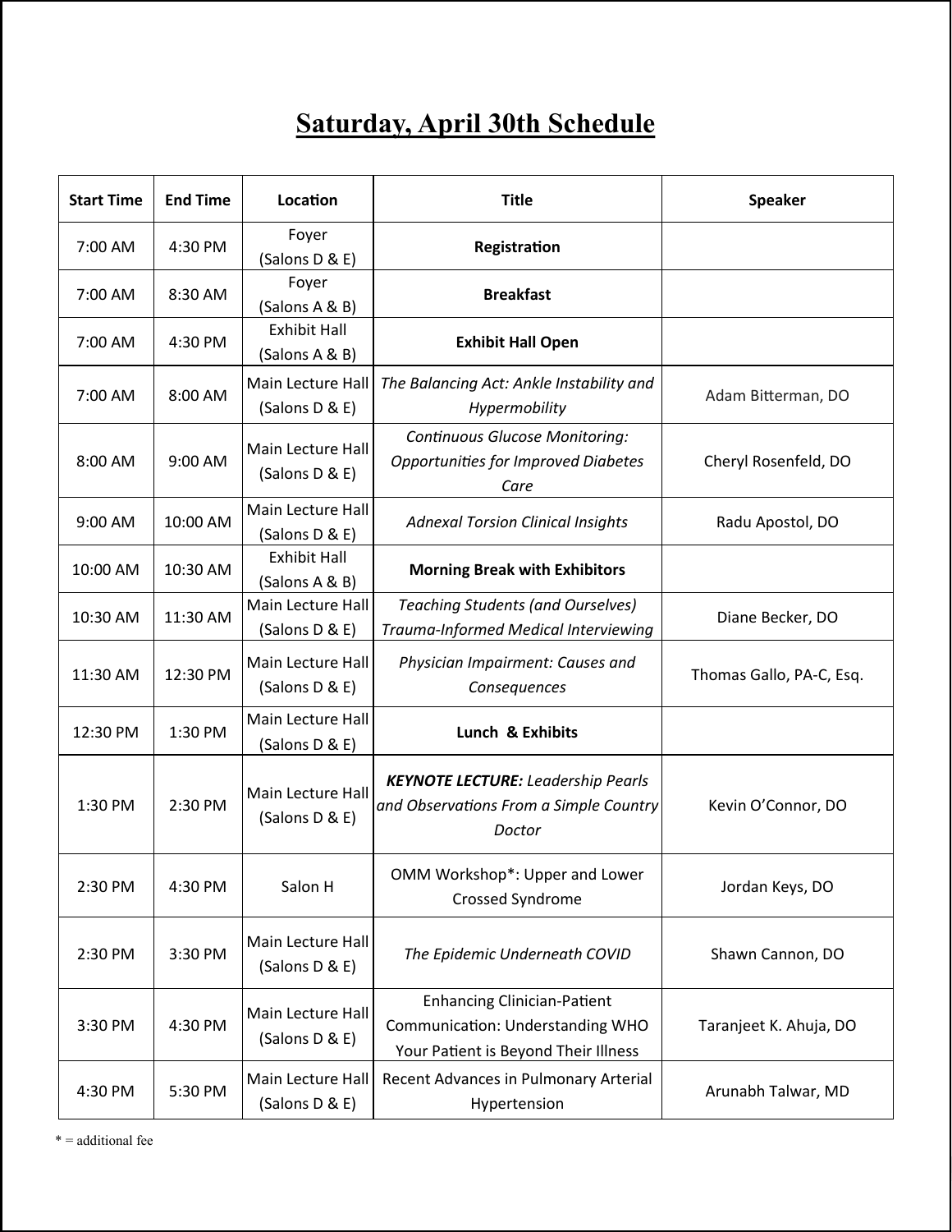# Saturday, April 30th Schedule

| Start Time | End Time | Location | Title | Speaker |
|---|---|---|---|---|
| 7:00 AM | 4:30 PM | Foyer (Salons D & E) | **Registration** | |
| 7:00 AM | 8:30 AM | Foyer (Salons A & B) | **Breakfast** | |
| 7:00 AM | 4:30 PM | Exhibit Hall (Salons A & B) | **Exhibit Hall Open** | |
| 7:00 AM | 8:00 AM | Main Lecture Hall (Salons D & E) | *The Balancing Act: Ankle Instability and Hypermobility* | Adam Bitterman, DO |
| 8:00 AM | 9:00 AM | Main Lecture Hall (Salons D & E) | *Continuous Glucose Monitoring: Opportunities for Improved Diabetes Care* | Cheryl Rosenfeld, DO |
| 9:00 AM | 10:00 AM | Main Lecture Hall (Salons D & E) | *Adnexal Torsion Clinical Insights* | Radu Apostol, DO |
| 10:00 AM | 10:30 AM | Exhibit Hall (Salons A & B) | **Morning Break with Exhibitors** | |
| 10:30 AM | 11:30 AM | Main Lecture Hall (Salons D & E) | *Teaching Students (and Ourselves) Trauma-Informed Medical Interviewing* | Diane Becker, DO |
| 11:30 AM | 12:30 PM | Main Lecture Hall (Salons D & E) | *Physician Impairment: Causes and Consequences* | Thomas Gallo, PA-C, Esq. |
| 12:30 PM | 1:30 PM | Main Lecture Hall (Salons D & E) | **Lunch & Exhibits** | |
| 1:30 PM | 2:30 PM | Main Lecture Hall (Salons D & E) | ***KEYNOTE LECTURE:*** *Leadership Pearls and Observations From a Simple Country Doctor* | Kevin O'Connor, DO |
| 2:30 PM | 4:30 PM | Salon H | OMM Workshop*: Upper and Lower Crossed Syndrome | Jordan Keys, DO |
| 2:30 PM | 3:30 PM | Main Lecture Hall (Salons D & E) | *The Epidemic Underneath COVID* | Shawn Cannon, DO |
| 3:30 PM | 4:30 PM | Main Lecture Hall (Salons D & E) | Enhancing Clinician-Patient Communication: Understanding WHO Your Patient is Beyond Their Illness | Taranjeet K. Ahuja, DO |
| 4:30 PM | 5:30 PM | Main Lecture Hall (Salons D & E) | Recent Advances in Pulmonary Arterial Hypertension | Arunabh Talwar, MD |

* = additional fee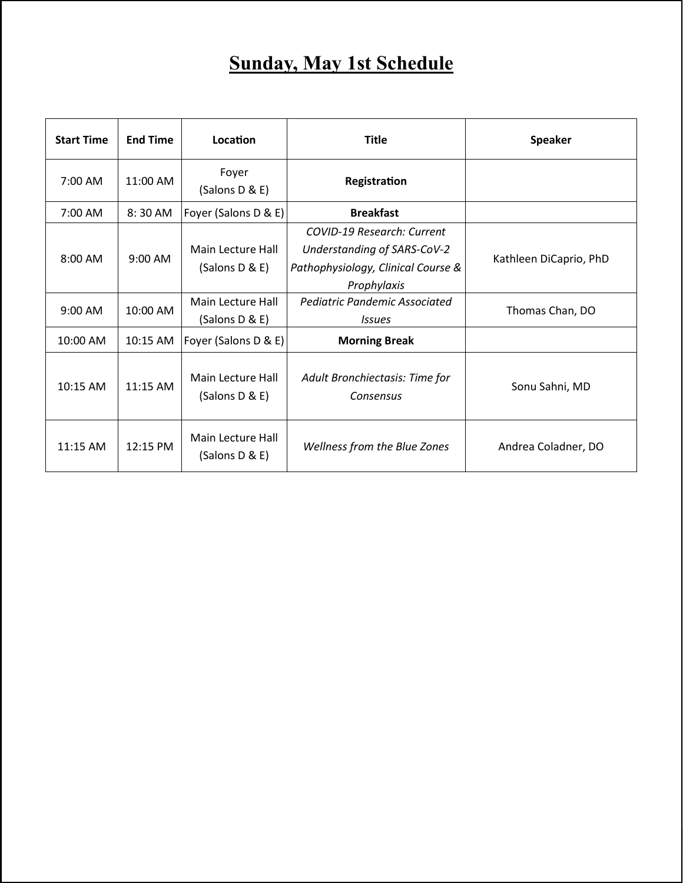# Sunday, May 1st Schedule

| Start Time | End Time | Location | Title | Speaker |
|---|---|---|---|---|
| 7:00 AM | 11:00 AM | Foyer (Salons D & E) | **Registration** | |
| 7:00 AM | 8: 30 AM | Foyer (Salons D & E) | **Breakfast** | |
| 8:00 AM | 9:00 AM | Main Lecture Hall (Salons D & E) | *COVID-19 Research: Current Understanding of SARS-CoV-2 Pathophysiology, Clinical Course & Prophylaxis* | Kathleen DiCaprio, PhD |
| 9:00 AM | 10:00 AM | Main Lecture Hall (Salons D & E) | *Pediatric Pandemic Associated Issues* | Thomas Chan, DO |
| 10:00 AM | 10:15 AM | Foyer (Salons D & E) | **Morning Break** | |
| 10:15 AM | 11:15 AM | Main Lecture Hall (Salons D & E) | *Adult Bronchiectasis: Time for Consensus* | Sonu Sahni, MD |
| 11:15 AM | 12:15 PM | Main Lecture Hall (Salons D & E) | *Wellness from the Blue Zones* | Andrea Coladner, DO |